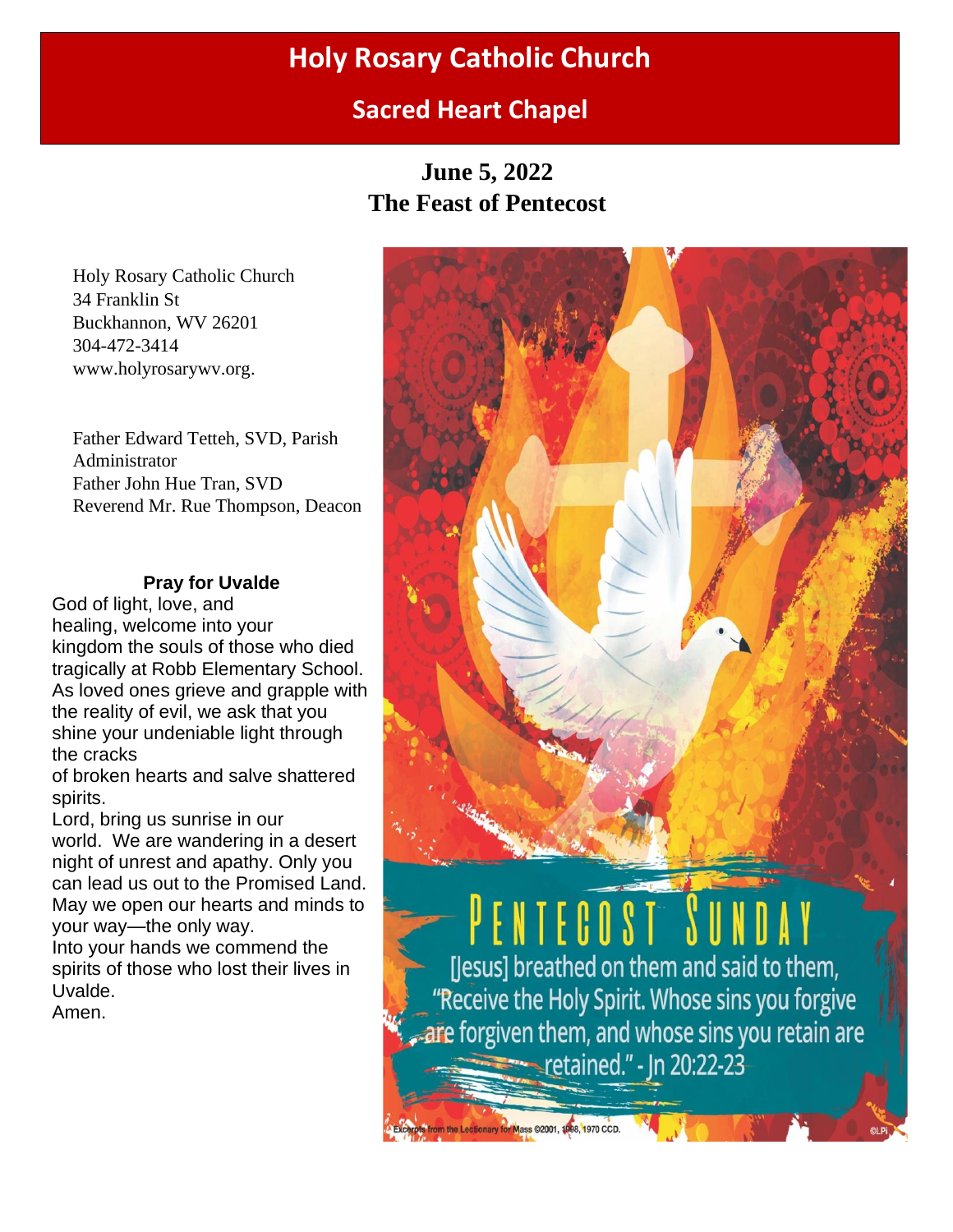# Holy Rosary Catholic Church

## Sacred Heart Chapel

**June 5, 2022**
**The Feast of Pentecost**

Holy Rosary Catholic Church
34 Franklin St
Buckhannon, WV 26201
304-472-3414
www.holyrosarywv.org.

Father Edward Tetteh, SVD, Parish Administrator
Father John Hue Tran, SVD
Reverend Mr. Rue Thompson, Deacon

**Pray for Uvalde**

God of light, love, and healing, welcome into your kingdom the souls of those who died tragically at Robb Elementary School. As loved ones grieve and grapple with the reality of evil, we ask that you shine your undeniable light through the cracks of broken hearts and salve shattered spirits.

Lord, bring us sunrise in our world. We are wandering in a desert night of unrest and apathy. Only you can lead us out to the Promised Land. May we open our hearts and minds to your way—the only way.

Into your hands we commend the spirits of those who lost their lives in Uvalde.

Amen.

PENTECOST SUNDAY

[Jesus] breathed on them and said to them, "Receive the Holy Spirit. Whose sins you forgive are forgiven them, and whose sins you retain are retained." - Jn 20:22-23

Excerpts from the Lectionary for Mass ©2001, 1998, 1970 CCD.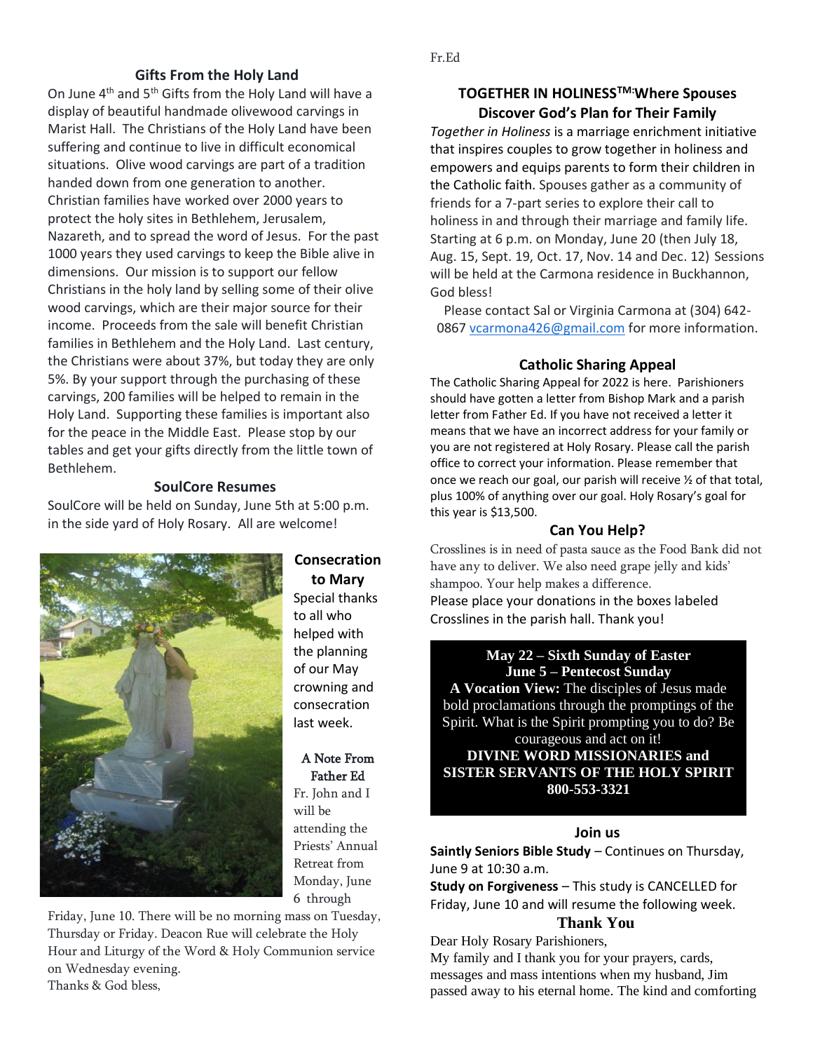## Gifts From the Holy Land

On June 4th and 5th Gifts from the Holy Land will have a display of beautiful handmade olivewood carvings in Marist Hall. The Christians of the Holy Land have been suffering and continue to live in difficult economical situations. Olive wood carvings are part of a tradition handed down from one generation to another. Christian families have worked over 2000 years to protect the holy sites in Bethlehem, Jerusalem, Nazareth, and to spread the word of Jesus. For the past 1000 years they used carvings to keep the Bible alive in dimensions. Our mission is to support our fellow Christians in the holy land by selling some of their olive wood carvings, which are their major source for their income. Proceeds from the sale will benefit Christian families in Bethlehem and the Holy Land. Last century, the Christians were about 37%, but today they are only 5%. By your support through the purchasing of these carvings, 200 families will be helped to remain in the Holy Land. Supporting these families is important also for the peace in the Middle East. Please stop by our tables and get your gifts directly from the little town of Bethlehem.

## SoulCore Resumes

SoulCore will be held on Sunday, June 5th at 5:00 p.m. in the side yard of Holy Rosary. All are welcome!

## Consecration to Mary

Special thanks to all who helped with the planning of our May crowning and consecration last week.

## A Note From Father Ed

Fr. John and I will be attending the Priests' Annual Retreat from Monday, June 6 through Friday, June 10. There will be no morning mass on Tuesday, Thursday or Friday. Deacon Rue will celebrate the Holy Hour and Liturgy of the Word & Holy Communion service on Wednesday evening.

Thanks & God bless,

Fr.Ed

## TOGETHER IN HOLINESS™: Where Spouses Discover God's Plan for Their Family

*Together in Holiness* is a marriage enrichment initiative that inspires couples to grow together in holiness and empowers and equips parents to form their children in the Catholic faith. Spouses gather as a community of friends for a 7-part series to explore their call to holiness in and through their marriage and family life. Starting at 6 p.m. on Monday, June 20 (then July 18, Aug. 15, Sept. 19, Oct. 17, Nov. 14 and Dec. 12) Sessions will be held at the Carmona residence in Buckhannon, God bless!

Please contact Sal or Virginia Carmona at (304) 642-0867 vcarmona426@gmail.com for more information.

## Catholic Sharing Appeal

The Catholic Sharing Appeal for 2022 is here. Parishioners should have gotten a letter from Bishop Mark and a parish letter from Father Ed. If you have not received a letter it means that we have an incorrect address for your family or you are not registered at Holy Rosary. Please call the parish office to correct your information. Please remember that once we reach our goal, our parish will receive ½ of that total, plus 100% of anything over our goal. Holy Rosary's goal for this year is $13,500.

## Can You Help?

Crosslines is in need of pasta sauce as the Food Bank did not have any to deliver. We also need grape jelly and kids' shampoo. Your help makes a difference.

Please place your donations in the boxes labeled Crosslines in the parish hall. Thank you!

**May 22 – Sixth Sunday of Easter**
**June 5 – Pentecost Sunday**

**A Vocation View:** The disciples of Jesus made bold proclamations through the promptings of the Spirit. What is the Spirit prompting you to do? Be courageous and act on it!

**DIVINE WORD MISSIONARIES and SISTER SERVANTS OF THE HOLY SPIRIT**
**800-553-3321**

## Join us

**Saintly Seniors Bible Study** – Continues on Thursday, June 9 at 10:30 a.m.

**Study on Forgiveness** – This study is CANCELLED for Friday, June 10 and will resume the following week.

## Thank You

Dear Holy Rosary Parishioners,

My family and I thank you for your prayers, cards, messages and mass intentions when my husband, Jim passed away to his eternal home. The kind and comforting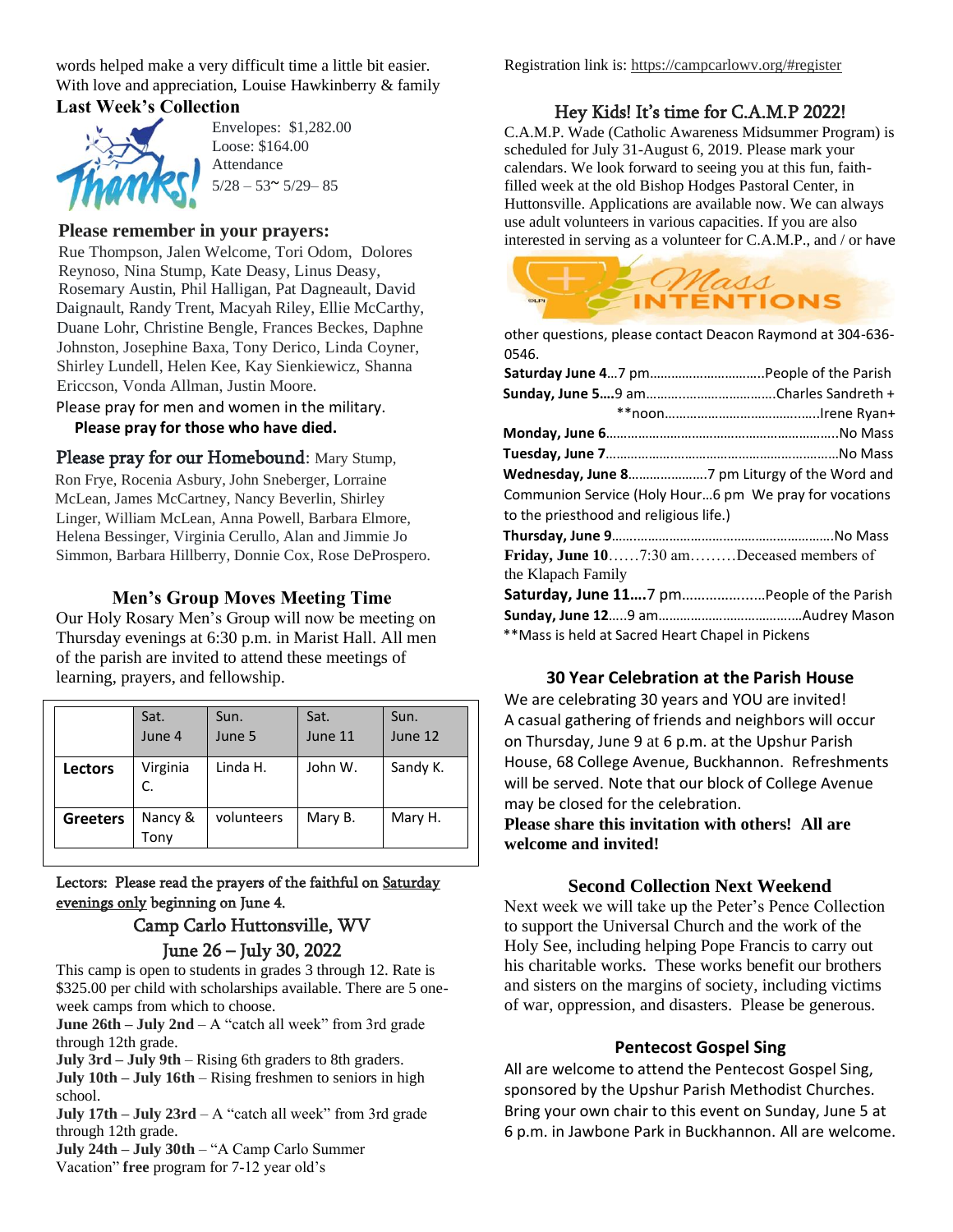words helped make a very difficult time a little bit easier. With love and appreciation, Louise Hawkinberry & family

**Last Week's Collection**

Envelopes: $1,282.00
Loose: $164.00
Attendance
5/28 – 53~ 5/29– 85

## Please remember in your prayers:

Rue Thompson, Jalen Welcome, Tori Odom, Dolores Reynoso, Nina Stump, Kate Deasy, Linus Deasy, Rosemary Austin, Phil Halligan, Pat Dagneault, David Daignault, Randy Trent, Macyah Riley, Ellie McCarthy, Duane Lohr, Christine Bengle, Frances Beckes, Daphne Johnston, Josephine Baxa, Tony Derico, Linda Coyner, Shirley Lundell, Helen Kee, Kay Sienkiewicz, Shanna Ericcson, Vonda Allman, Justin Moore.

Please pray for men and women in the military.

**Please pray for those who have died.**

Please pray for our Homebound: Mary Stump, Ron Frye, Rocenia Asbury, John Sneberger, Lorraine McLean, James McCartney, Nancy Beverlin, Shirley Linger, William McLean, Anna Powell, Barbara Elmore, Helena Bessinger, Virginia Cerullo, Alan and Jimmie Jo Simmon, Barbara Hillberry, Donnie Cox, Rose DeProspero.

## Men's Group Moves Meeting Time

Our Holy Rosary Men's Group will now be meeting on Thursday evenings at 6:30 p.m. in Marist Hall. All men of the parish are invited to attend these meetings of learning, prayers, and fellowship.

| | Sat. June 4 | Sun. June 5 | Sat. June 11 | Sun. June 12 |
|---|---|---|---|---|
| **Lectors** | Virginia C. | Linda H. | John W. | Sandy K. |
| **Greeters** | Nancy & Tony | volunteers | Mary B. | Mary H. |

Lectors: Please read the prayers of the faithful on Saturday evenings only beginning on June 4.

## Camp Carlo Huttonsville, WV

## June 26 – July 30, 2022

This camp is open to students in grades 3 through 12. Rate is $325.00 per child with scholarships available. There are 5 one-week camps from which to choose.

**June 26th – July 2nd** – A "catch all week" from 3rd grade through 12th grade.

**July 3rd – July 9th** – Rising 6th graders to 8th graders.

**July 10th – July 16th** – Rising freshmen to seniors in high school.

**July 17th – July 23rd** – A "catch all week" from 3rd grade through 12th grade.

**July 24th – July 30th** – "A Camp Carlo Summer Vacation" **free** program for 7-12 year old's

Registration link is: https://campcarlowv.org/#register

## Hey Kids! It's time for C.A.M.P 2022!

C.A.M.P. Wade (Catholic Awareness Midsummer Program) is scheduled for July 31-August 6, 2019. Please mark your calendars. We look forward to seeing you at this fun, faith-filled week at the old Bishop Hodges Pastoral Center, in Huttonsville. Applications are available now. We can always use adult volunteers in various capacities. If you are also interested in serving as a volunteer for C.A.M.P., and / or have other questions, please contact Deacon Raymond at 304-636-0546.

## Mass Intentions

**Saturday June 4**…7 pm……………………………People of the Parish
**Sunday, June 5….**9 am………………………………Charles Sandreth +
**noon……………………………………Irene Ryan+
**Monday, June 6**…………………………………………………………No Mass
**Tuesday, June 7**…………………………………………………………No Mass
**Wednesday, June 8**………………….7 pm Liturgy of the Word and Communion Service (Holy Hour…6 pm We pray for vocations to the priesthood and religious life.)
**Thursday, June 9**………………………………………………………No Mass
**Friday, June 10**……7:30 am………Deceased members of the Klapach Family
**Saturday, June 11….**7 pm………………..People of the Parish
**Sunday, June 12**…..9 am…………………………………Audrey Mason
**Mass is held at Sacred Heart Chapel in Pickens

## 30 Year Celebration at the Parish House

We are celebrating 30 years and YOU are invited! A casual gathering of friends and neighbors will occur on Thursday, June 9 at 6 p.m. at the Upshur Parish House, 68 College Avenue, Buckhannon. Refreshments will be served. Note that our block of College Avenue may be closed for the celebration.

**Please share this invitation with others! All are welcome and invited!**

## Second Collection Next Weekend

Next week we will take up the Peter's Pence Collection to support the Universal Church and the work of the Holy See, including helping Pope Francis to carry out his charitable works. These works benefit our brothers and sisters on the margins of society, including victims of war, oppression, and disasters. Please be generous.

## Pentecost Gospel Sing

All are welcome to attend the Pentecost Gospel Sing, sponsored by the Upshur Parish Methodist Churches. Bring your own chair to this event on Sunday, June 5 at 6 p.m. in Jawbone Park in Buckhannon. All are welcome.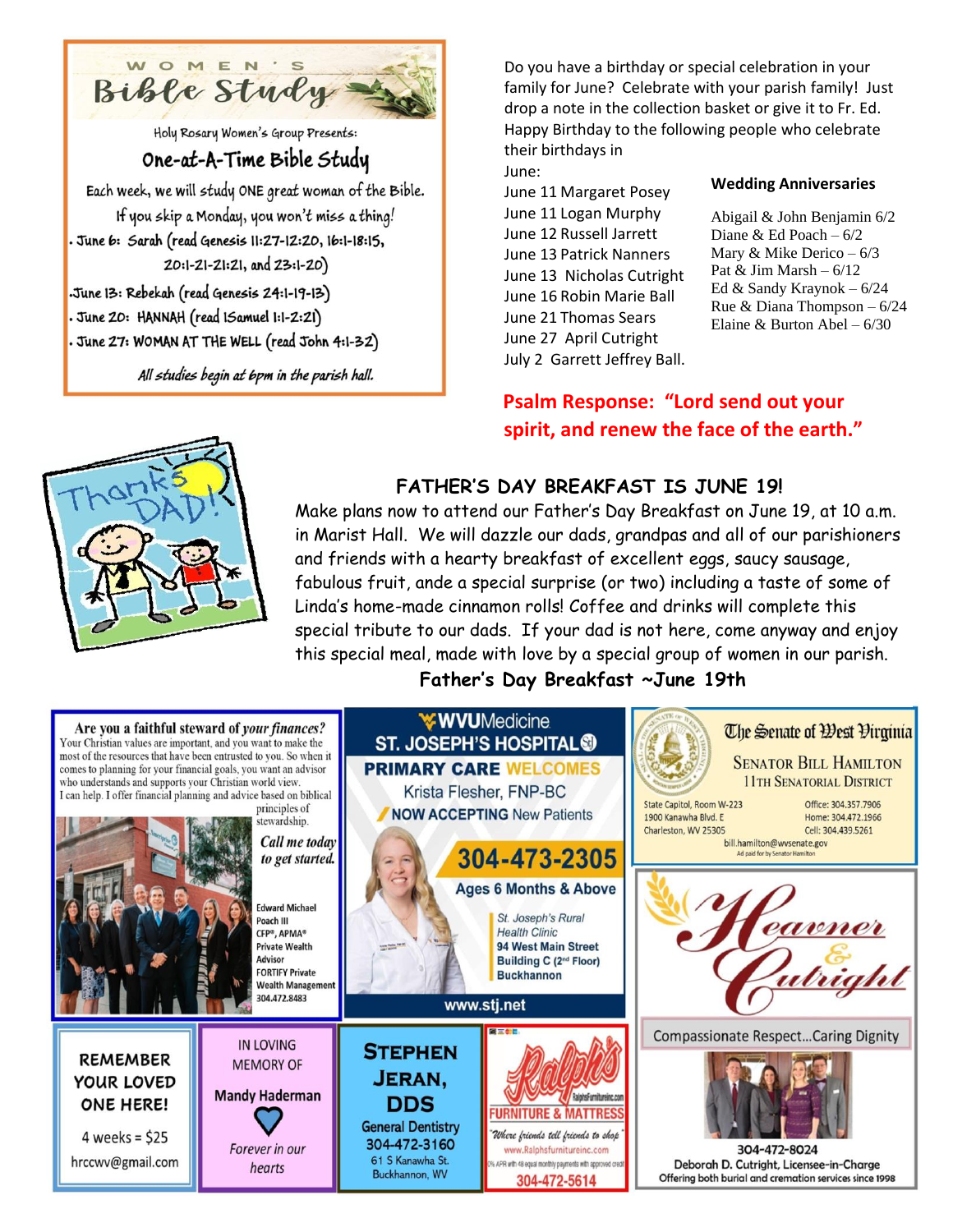## WOMEN'S Bible Study

Holy Rosary Women's Group Presents:

### One-at-A-Time Bible Study

Each week, we will study ONE great woman of the Bible. If you skip a Monday, you won't miss a thing!

- June 6: Sarah (read Genesis 11:27-12:20, 16:1-18:15, 20:1-21-21:21, and 23:1-20)
- June 13: Rebekah (read Genesis 24:1-19-13)
- June 20: HANNAH (read 1Samuel 1:1-2:21)
- June 27: WOMAN AT THE WELL (read John 4:1-32)

*All studies begin at 6pm in the parish hall.*

Do you have a birthday or special celebration in your family for June? Celebrate with your parish family! Just drop a note in the collection basket or give it to Fr. Ed. Happy Birthday to the following people who celebrate their birthdays in June:

June 11 Margaret Posey
June 11 Logan Murphy
June 12 Russell Jarrett
June 13 Patrick Nanners
June 13 Nicholas Cutright
June 16 Robin Marie Ball
June 21 Thomas Sears
June 27 April Cutright
July 2 Garrett Jeffrey Ball.

**Wedding Anniversaries**

Abigail & John Benjamin 6/2
Diane & Ed Poach – 6/2
Mary & Mike Derico – 6/3
Pat & Jim Marsh – 6/12
Ed & Sandy Kraynok – 6/24
Rue & Diana Thompson – 6/24
Elaine & Burton Abel – 6/30

**Psalm Response: "Lord send out your spirit, and renew the face of the earth."**

Thanks DAD!

### FATHER'S DAY BREAKFAST IS JUNE 19!

Make plans now to attend our Father's Day Breakfast on June 19, at 10 a.m. in Marist Hall. We will dazzle our dads, grandpas and all of our parishioners and friends with a hearty breakfast of excellent eggs, saucy sausage, fabulous fruit, ande a special surprise (or two) including a taste of some of Linda's home-made cinnamon rolls! Coffee and drinks will complete this special tribute to our dads. If your dad is not here, come anyway and enjoy this special meal, made with love by a special group of women in our parish.

**Father's Day Breakfast ~June 19th**

---

**Are you a faithful steward of *your finances?***
Your Christian values are important, and you want to make the most of the resources that have been entrusted to you. So when it comes to planning for your financial goals, you want an advisor who understands and supports your Christian world view. I can help. I offer financial planning and advice based on biblical principles of stewardship.

*Call me today to get started.*

Edward Michael Poach III
CFP®, APMA®
Private Wealth Advisor
FORTIFY Private Wealth Management
304.472.8483

---

**WVUMedicine ST. JOSEPH'S HOSPITAL**
**PRIMARY CARE WELCOMES**
Krista Flesher, FNP-BC
**NOW ACCEPTING New Patients**
**304-473-2305**
**Ages 6 Months & Above**
*St. Joseph's Rural Health Clinic*
94 West Main Street
Building C (2nd Floor)
Buckhannon
www.stj.net

---

**The Senate of West Virginia**
SENATOR BILL HAMILTON
11TH SENATORIAL DISTRICT
State Capitol, Room W-223
1900 Kanawha Blvd. E
Charleston, WV 25305
Office: 304.357.7906
Home: 304.472.1966
Cell: 304.439.5261
bill.hamilton@wvsenate.gov
Ad paid for by Senator Hamilton

---

**Heavner & Cutright**
Compassionate Respect…Caring Dignity
304-472-8024
Deborah D. Cutright, Licensee-in-Charge
Offering both burial and cremation services since 1998

---

**REMEMBER YOUR LOVED ONE HERE!**
4 weeks = $25
hrccwv@gmail.com

---

IN LOVING MEMORY OF
**Mandy Haderman**
*Forever in our hearts*

---

**STEPHEN JERAN, DDS**
General Dentistry
304-472-3160
61 S Kanawha St.
Buckhannon, WV

---

**Ralph's**
RalphsFurnitureinc.com
**FURNITURE & MATTRESS**
*"Where friends tell friends to shop"*
www.Ralphsfurnitureinc.com
0% APR with 48 equal monthly payments with approved credit
**304-472-5614**